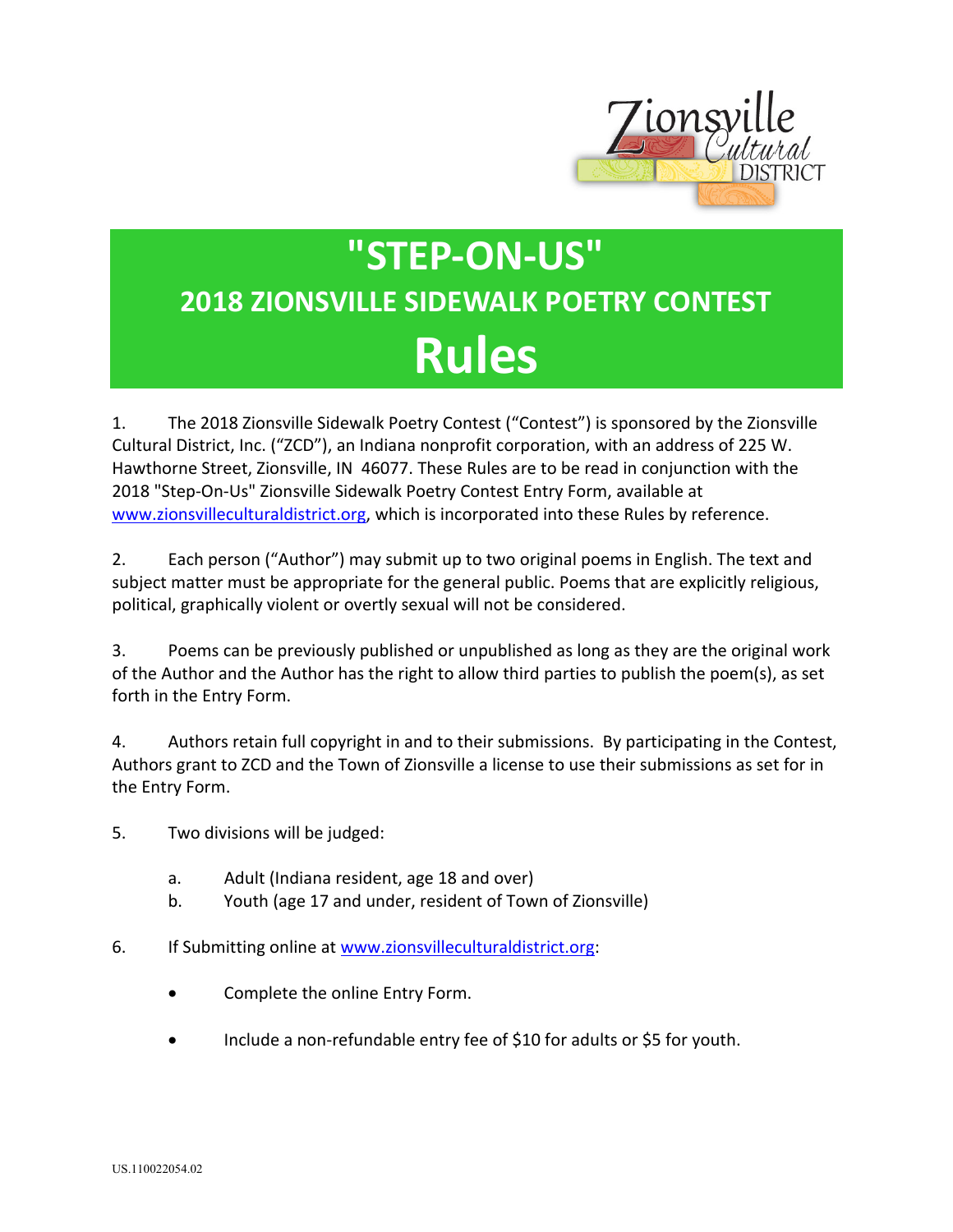# "STEP-ON-US"

## 2018 ZIONSVILLE SIDEWALK POETRY CONTEST

# Rules

1. The 2018 Zionsville Sidewalk Poetry Contest ("Contest") is sponsored by the Zionsville Cultural District, Inc. ("ZCD"), an Indiana nonprofit corporation, with an address of 225 W. Hawthorne Street, Zionsville, IN 46077. These Rules are to be read in conjunction with the 2018 "Step-On-Us" Zionsville Sidewalk Poetry Contest Entry Form, available at www.zionsvilleculturaldistrict.org, which is incorporated into these Rules by reference.

2. Each person ("Author") may submit up to two original poems in English. The text and subject matter must be appropriate for the general public. Poems that are explicitly religious, political, graphically violent or overtly sexual will not be considered.

3. Poems can be previously published or unpublished as long as they are the original work of the Author and the Author has the right to allow third parties to publish the poem(s), as set forth in the Entry Form.

4. Authors retain full copyright in and to their submissions. By participating in the Contest, Authors grant to ZCD and the Town of Zionsville a license to use their submissions as set for in the Entry Form.

5. Two divisions will be judged:

   a. Adult (Indiana resident, age 18 and over)
   b. Youth (age 17 and under, resident of Town of Zionsville)

6. If Submitting online at www.zionsvilleculturaldistrict.org:

   - Complete the online Entry Form.
   - Include a non-refundable entry fee of $10 for adults or $5 for youth.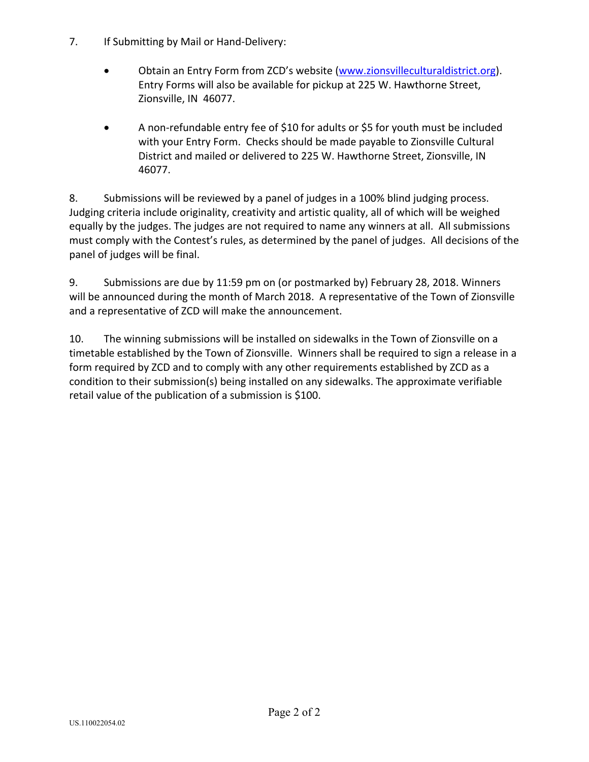7. If Submitting by Mail or Hand-Delivery:

    - Obtain an Entry Form from ZCD's website (www.zionsvilleculturaldistrict.org). Entry Forms will also be available for pickup at 225 W. Hawthorne Street, Zionsville, IN 46077.

    - A non-refundable entry fee of $10 for adults or $5 for youth must be included with your Entry Form. Checks should be made payable to Zionsville Cultural District and mailed or delivered to 225 W. Hawthorne Street, Zionsville, IN 46077.

8. Submissions will be reviewed by a panel of judges in a 100% blind judging process. Judging criteria include originality, creativity and artistic quality, all of which will be weighed equally by the judges. The judges are not required to name any winners at all. All submissions must comply with the Contest's rules, as determined by the panel of judges. All decisions of the panel of judges will be final.

9. Submissions are due by 11:59 pm on (or postmarked by) February 28, 2018. Winners will be announced during the month of March 2018. A representative of the Town of Zionsville and a representative of ZCD will make the announcement.

10. The winning submissions will be installed on sidewalks in the Town of Zionsville on a timetable established by the Town of Zionsville. Winners shall be required to sign a release in a form required by ZCD and to comply with any other requirements established by ZCD as a condition to their submission(s) being installed on any sidewalks. The approximate verifiable retail value of the publication of a submission is $100.

US.110022054.02